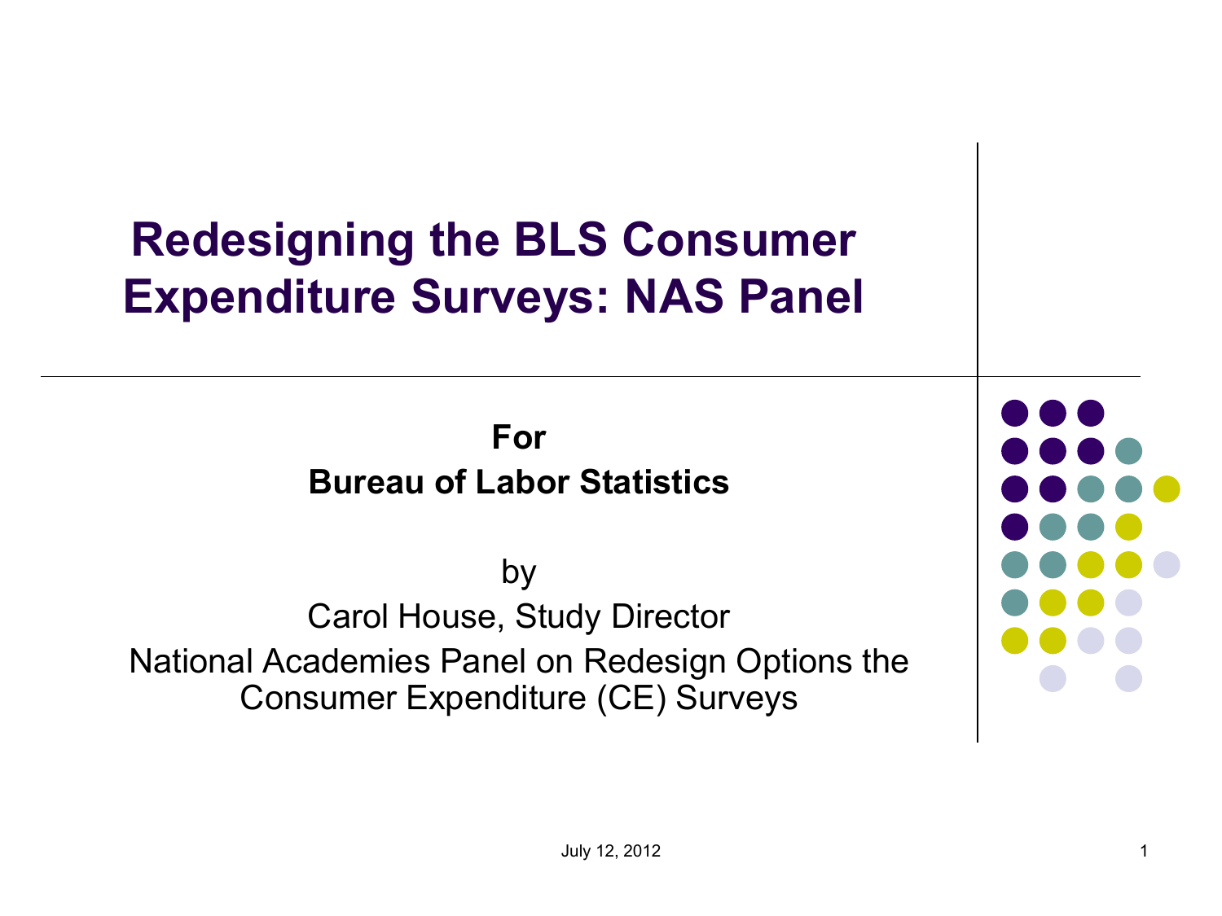# Redesigning the BLS Consumer Expenditure Surveys: NAS Panel

**For**
**Bureau of Labor Statistics**

by

Carol House, Study Director

National Academies Panel on Redesign Options the Consumer Expenditure (CE) Surveys

July 12, 2012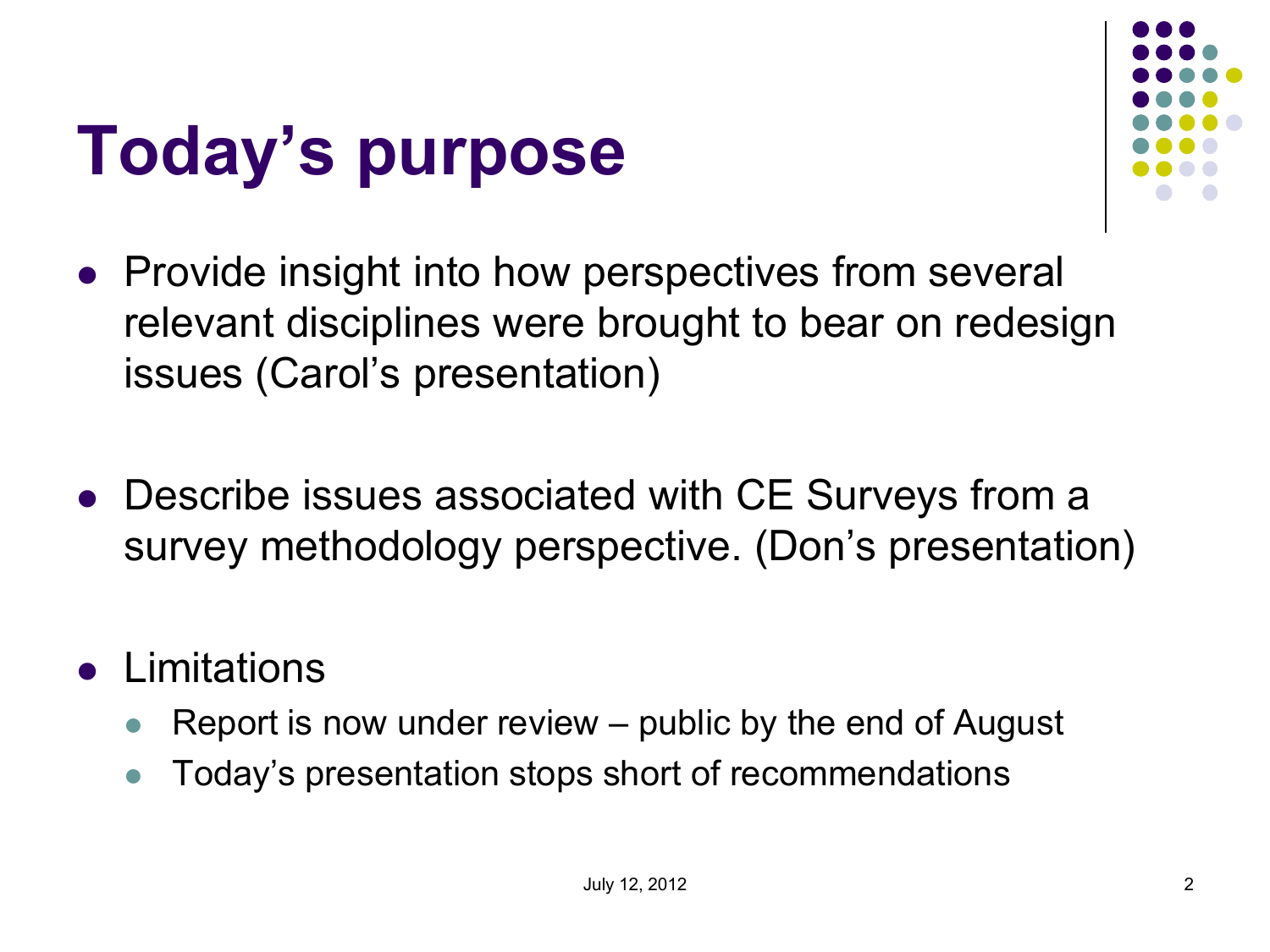# Today's purpose

- Provide insight into how perspectives from several relevant disciplines were brought to bear on redesign issues (Carol's presentation)
- Describe issues associated with CE Surveys from a survey methodology perspective. (Don's presentation)
- Limitations
  - Report is now under review – public by the end of August
  - Today's presentation stops short of recommendations

July 12, 2012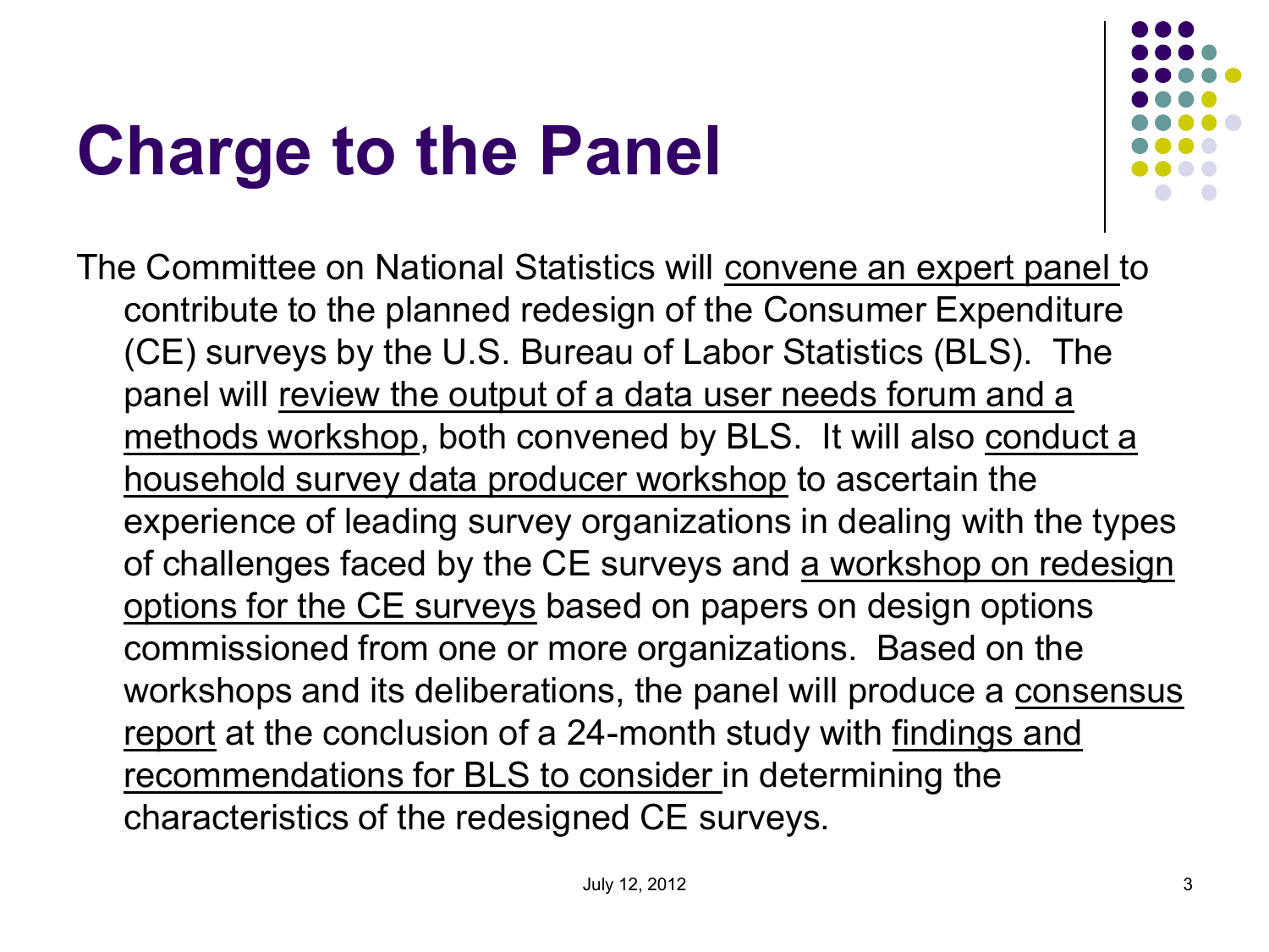# Charge to the Panel

The Committee on National Statistics will convene an expert panel to contribute to the planned redesign of the Consumer Expenditure (CE) surveys by the U.S. Bureau of Labor Statistics (BLS). The panel will review the output of a data user needs forum and a methods workshop, both convened by BLS. It will also conduct a household survey data producer workshop to ascertain the experience of leading survey organizations in dealing with the types of challenges faced by the CE surveys and a workshop on redesign options for the CE surveys based on papers on design options commissioned from one or more organizations. Based on the workshops and its deliberations, the panel will produce a consensus report at the conclusion of a 24-month study with findings and recommendations for BLS to consider in determining the characteristics of the redesigned CE surveys.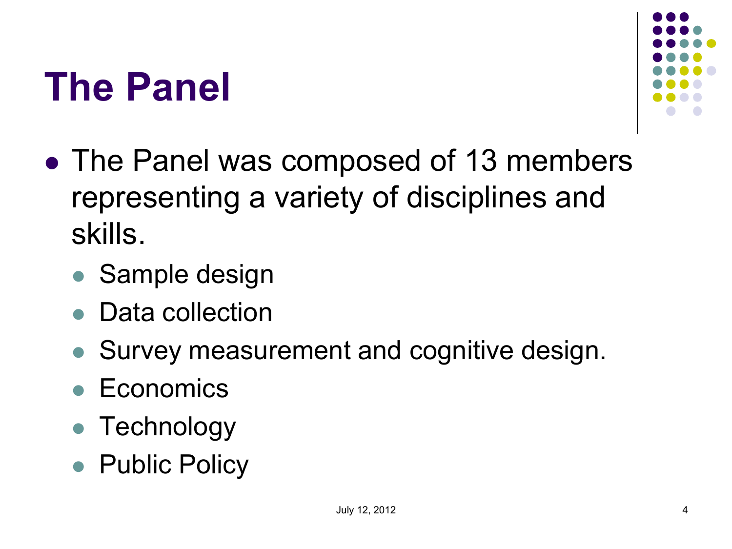# The Panel

- The Panel was composed of 13 members representing a variety of disciplines and skills.
  - Sample design
  - Data collection
  - Survey measurement and cognitive design.
  - Economics
  - Technology
  - Public Policy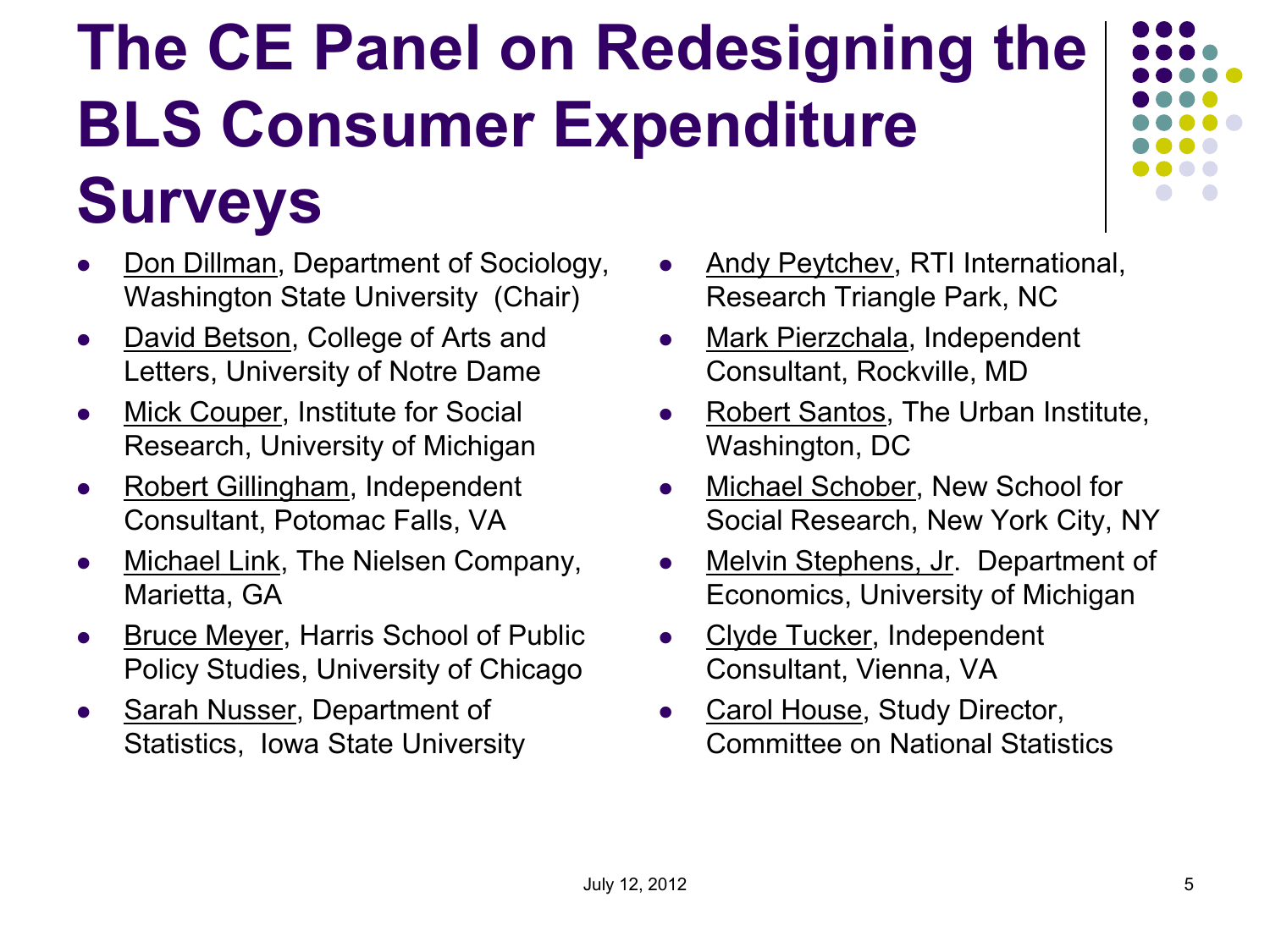# The CE Panel on Redesigning the BLS Consumer Expenditure Surveys

- Don Dillman, Department of Sociology, Washington State University (Chair)
- David Betson, College of Arts and Letters, University of Notre Dame
- Mick Couper, Institute for Social Research, University of Michigan
- Robert Gillingham, Independent Consultant, Potomac Falls, VA
- Michael Link, The Nielsen Company, Marietta, GA
- Bruce Meyer, Harris School of Public Policy Studies, University of Chicago
- Sarah Nusser, Department of Statistics, Iowa State University
- Andy Peytchev, RTI International, Research Triangle Park, NC
- Mark Pierzchala, Independent Consultant, Rockville, MD
- Robert Santos, The Urban Institute, Washington, DC
- Michael Schober, New School for Social Research, New York City, NY
- Melvin Stephens, Jr. Department of Economics, University of Michigan
- Clyde Tucker, Independent Consultant, Vienna, VA
- Carol House, Study Director, Committee on National Statistics

July 12, 2012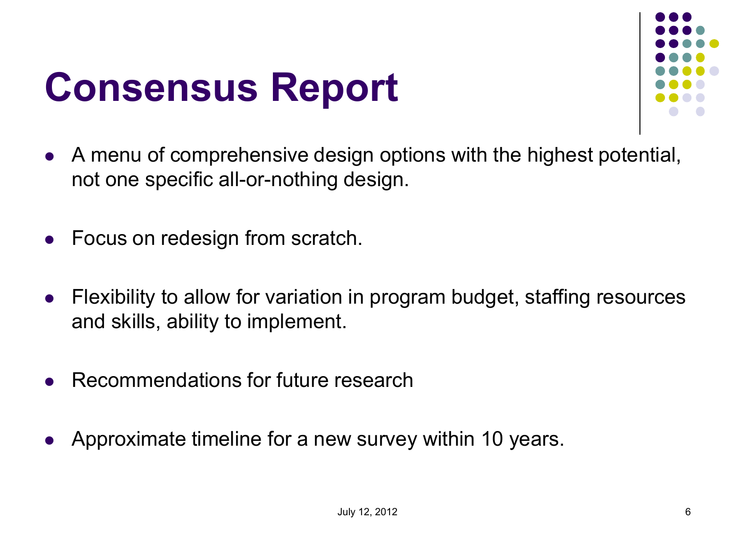# Consensus Report

- A menu of comprehensive design options with the highest potential, not one specific all-or-nothing design.
- Focus on redesign from scratch.
- Flexibility to allow for variation in program budget, staffing resources and skills, ability to implement.
- Recommendations for future research
- Approximate timeline for a new survey within 10 years.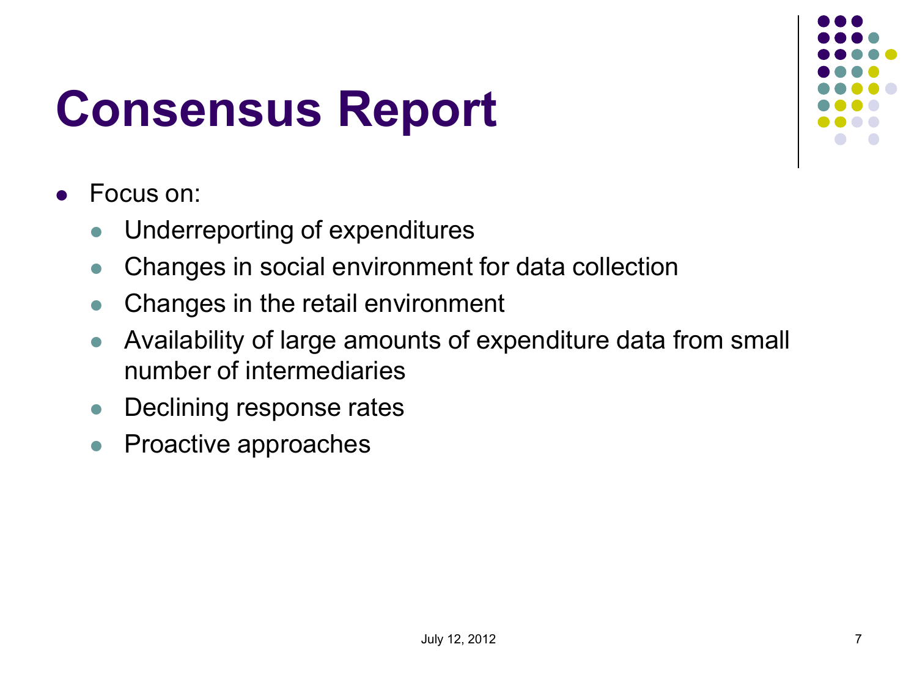# Consensus Report

- Focus on:
  - Underreporting of expenditures
  - Changes in social environment for data collection
  - Changes in the retail environment
  - Availability of large amounts of expenditure data from small number of intermediaries
  - Declining response rates
  - Proactive approaches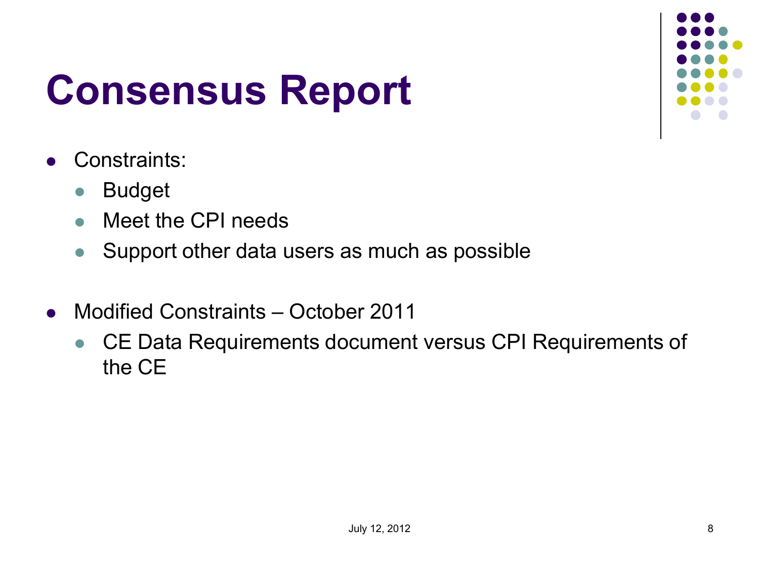# Consensus Report

- Constraints:
  - Budget
  - Meet the CPI needs
  - Support other data users as much as possible

- Modified Constraints – October 2011
  - CE Data Requirements document versus CPI Requirements of the CE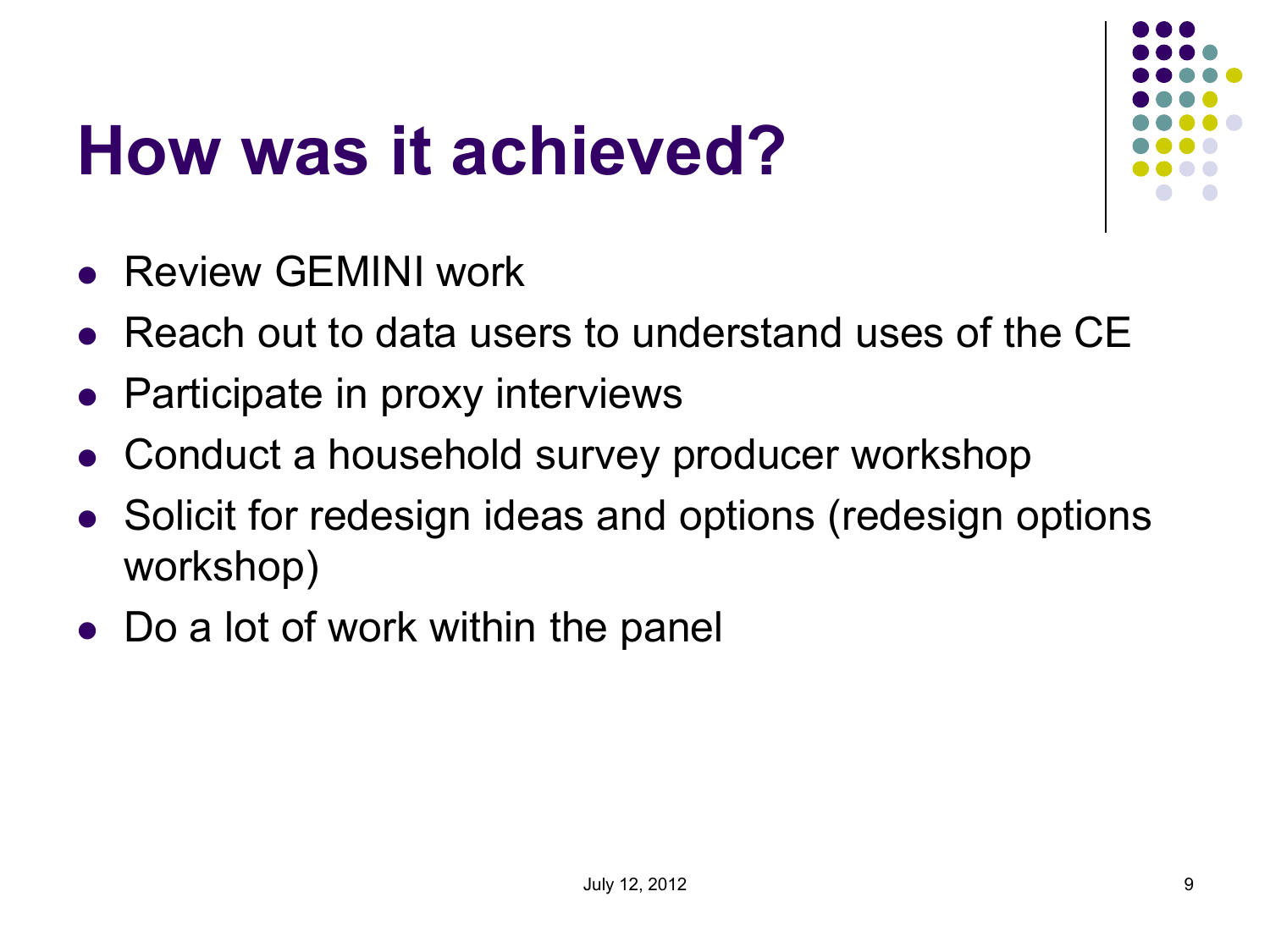# How was it achieved?

- Review GEMINI work
- Reach out to data users to understand uses of the CE
- Participate in proxy interviews
- Conduct a household survey producer workshop
- Solicit for redesign ideas and options (redesign options workshop)
- Do a lot of work within the panel

July 12, 2012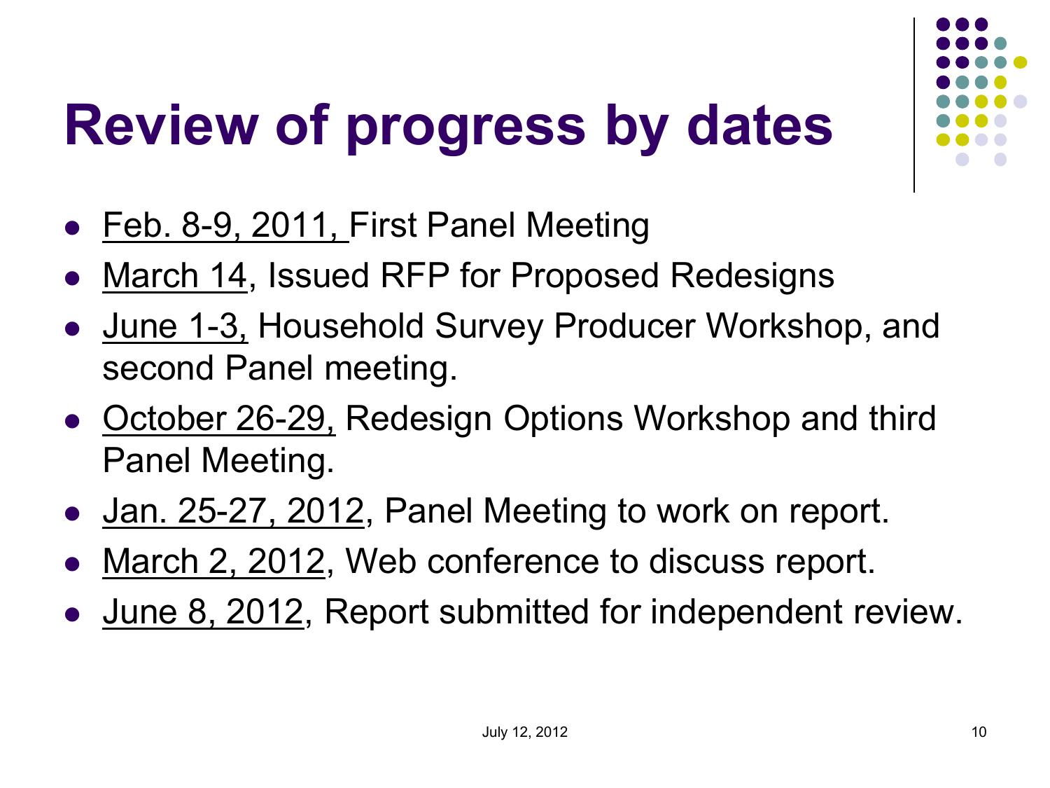# Review of progress by dates

- Feb. 8-9, 2011, First Panel Meeting
- March 14, Issued RFP for Proposed Redesigns
- June 1-3, Household Survey Producer Workshop, and second Panel meeting.
- October 26-29, Redesign Options Workshop and third Panel Meeting.
- Jan. 25-27, 2012, Panel Meeting to work on report.
- March 2, 2012, Web conference to discuss report.
- June 8, 2012, Report submitted for independent review.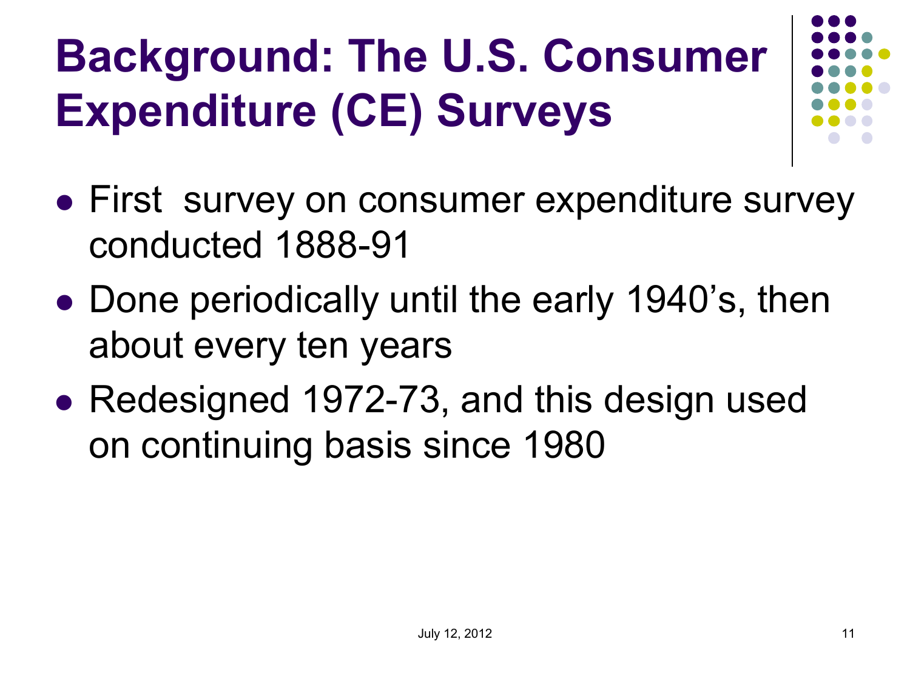# Background: The U.S. Consumer Expenditure (CE) Surveys

- First  survey on consumer expenditure survey conducted 1888-91
- Done periodically until the early 1940's, then about every ten years
- Redesigned 1972-73, and this design used on continuing basis since 1980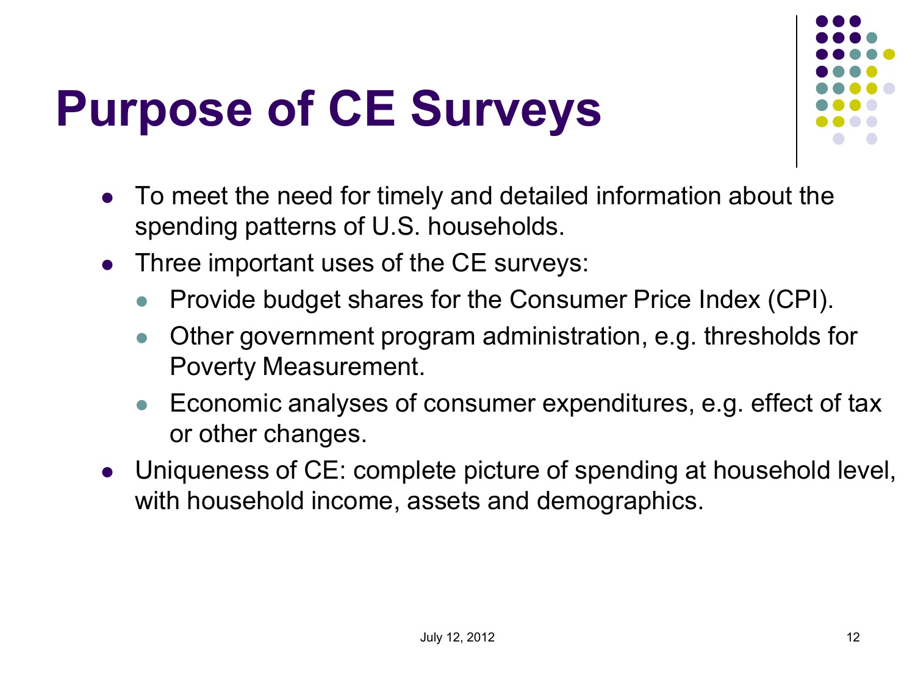# Purpose of CE Surveys

- To meet the need for timely and detailed information about the spending patterns of U.S. households.
- Three important uses of the CE surveys:
  - Provide budget shares for the Consumer Price Index (CPI).
  - Other government program administration, e.g. thresholds for Poverty Measurement.
  - Economic analyses of consumer expenditures, e.g. effect of tax or other changes.
- Uniqueness of CE: complete picture of spending at household level, with household income, assets and demographics.

July 12, 2012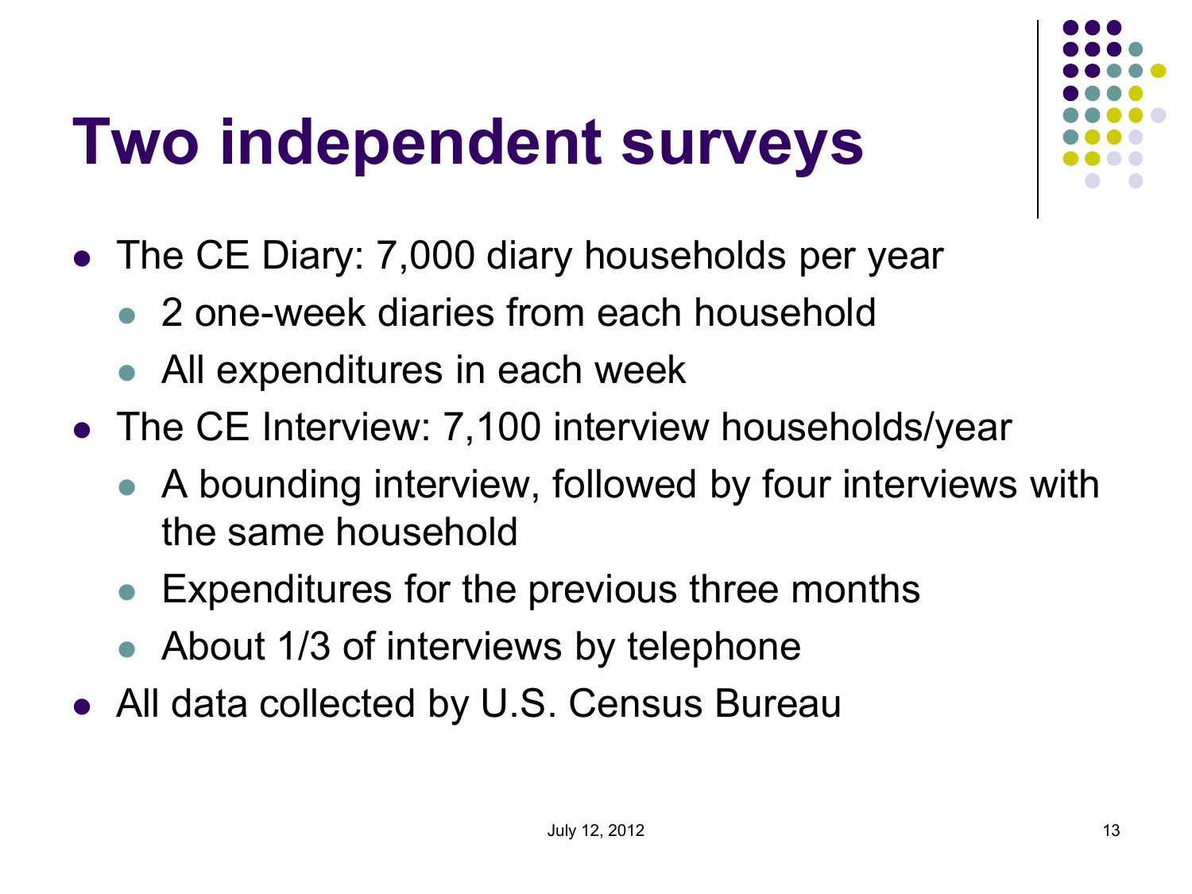# Two independent surveys

- The CE Diary: 7,000 diary households per year
  - 2 one-week diaries from each household
  - All expenditures in each week
- The CE Interview: 7,100 interview households/year
  - A bounding interview, followed by four interviews with the same household
  - Expenditures for the previous three months
  - About 1/3 of interviews by telephone
- All data collected by U.S. Census Bureau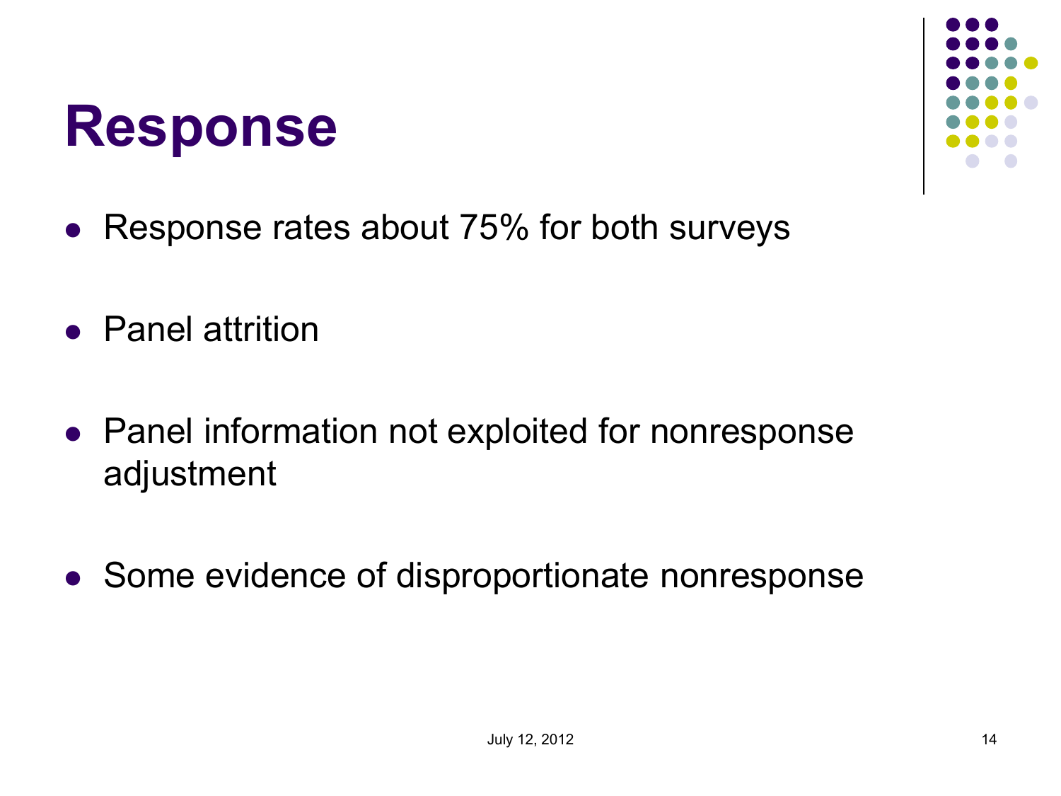# Response

- Response rates about 75% for both surveys
- Panel attrition
- Panel information not exploited for nonresponse adjustment
- Some evidence of disproportionate nonresponse

July 12, 2012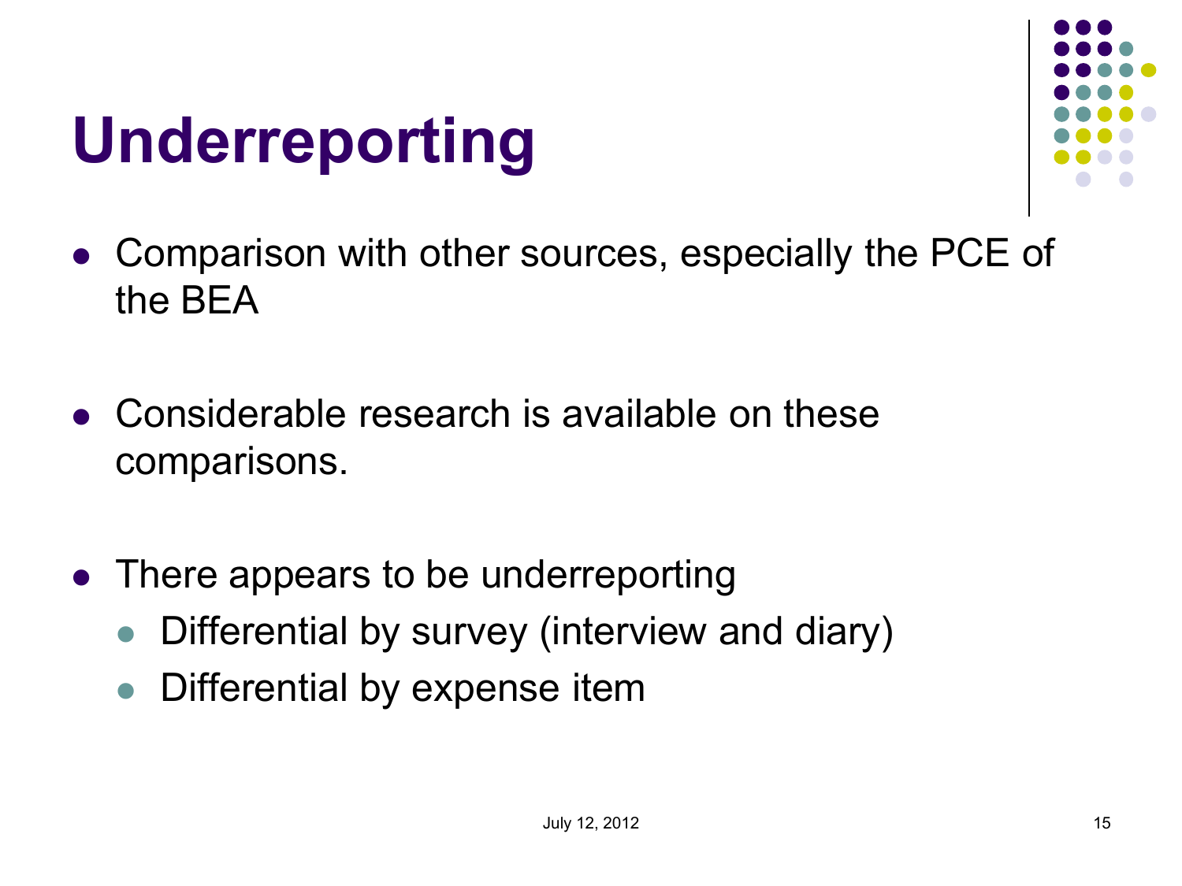# Underreporting

- Comparison with other sources, especially the PCE of the BEA
- Considerable research is available on these comparisons.
- There appears to be underreporting
  - Differential by survey (interview and diary)
  - Differential by expense item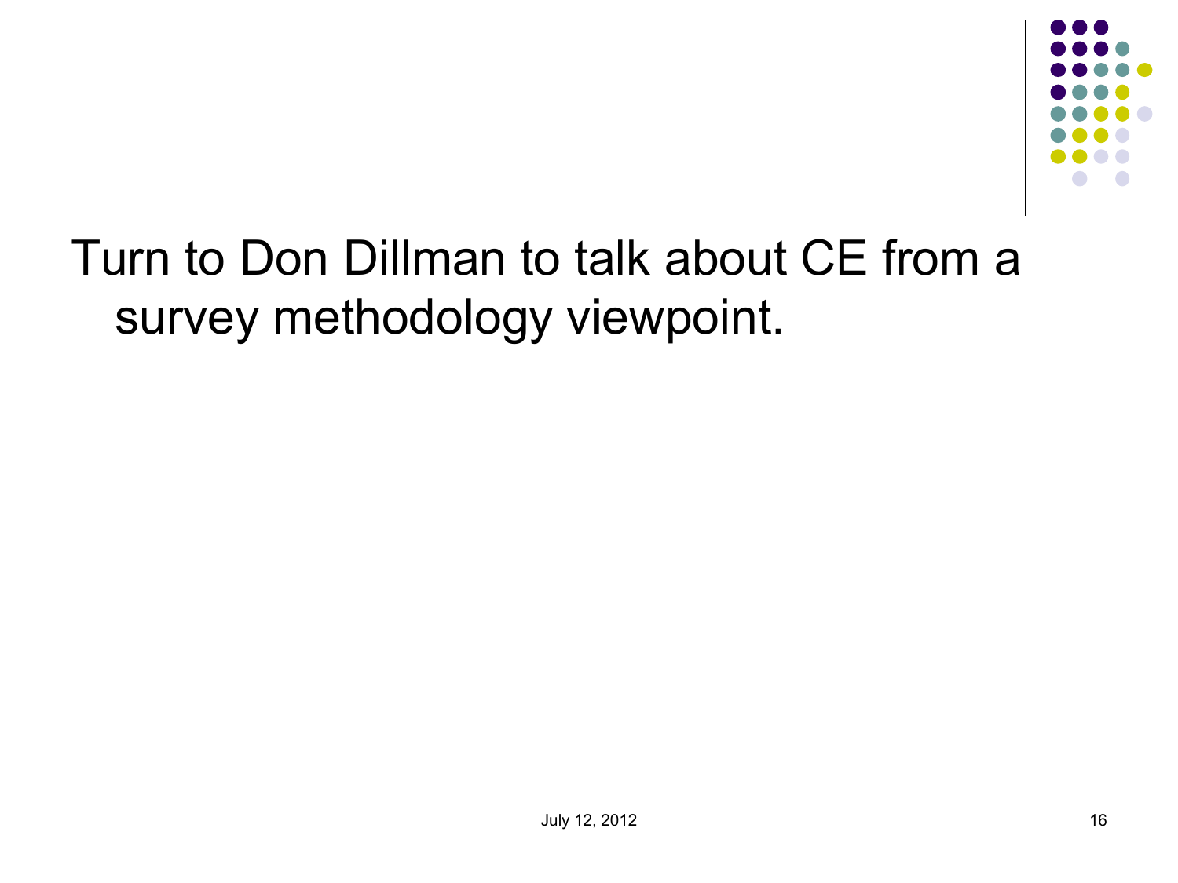Turn to Don Dillman to talk about CE from a survey methodology viewpoint.